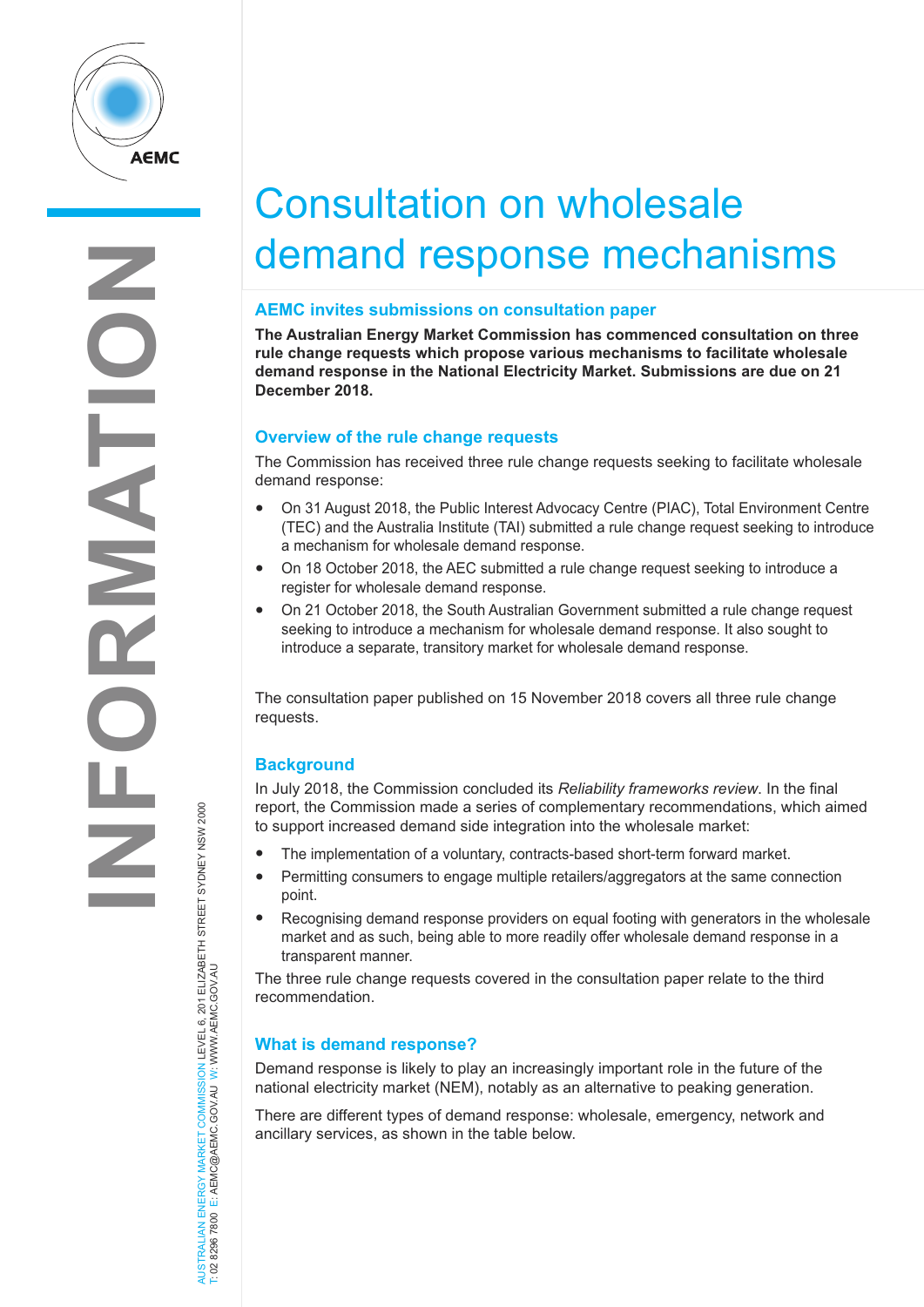# Consultation on wholesale demand response mechanisms

## AEMC invites submissions on consultation paper

**The Australian Energy Market Commission has commenced consultation on three rule change requests which propose various mechanisms to facilitate wholesale demand response in the National Electricity Market. Submissions are due on 21 December 2018.**

## Overview of the rule change requests

The Commission has received three rule change requests seeking to facilitate wholesale demand response:

- On 31 August 2018, the Public Interest Advocacy Centre (PIAC), Total Environment Centre (TEC) and the Australia Institute (TAI) submitted a rule change request seeking to introduce a mechanism for wholesale demand response.
- On 18 October 2018, the AEC submitted a rule change request seeking to introduce a register for wholesale demand response.
- On 21 October 2018, the South Australian Government submitted a rule change request seeking to introduce a mechanism for wholesale demand response. It also sought to introduce a separate, transitory market for wholesale demand response.

The consultation paper published on 15 November 2018 covers all three rule change requests.

## Background

In July 2018, the Commission concluded its *Reliability frameworks review*. In the final report, the Commission made a series of complementary recommendations, which aimed to support increased demand side integration into the wholesale market:

- The implementation of a voluntary, contracts-based short-term forward market.
- Permitting consumers to engage multiple retailers/aggregators at the same connection point.
- Recognising demand response providers on equal footing with generators in the wholesale market and as such, being able to more readily offer wholesale demand response in a transparent manner.

The three rule change requests covered in the consultation paper relate to the third recommendation.

## What is demand response?

Demand response is likely to play an increasingly important role in the future of the national electricity market (NEM), notably as an alternative to peaking generation.

There are different types of demand response: wholesale, emergency, network and ancillary services, as shown in the table below.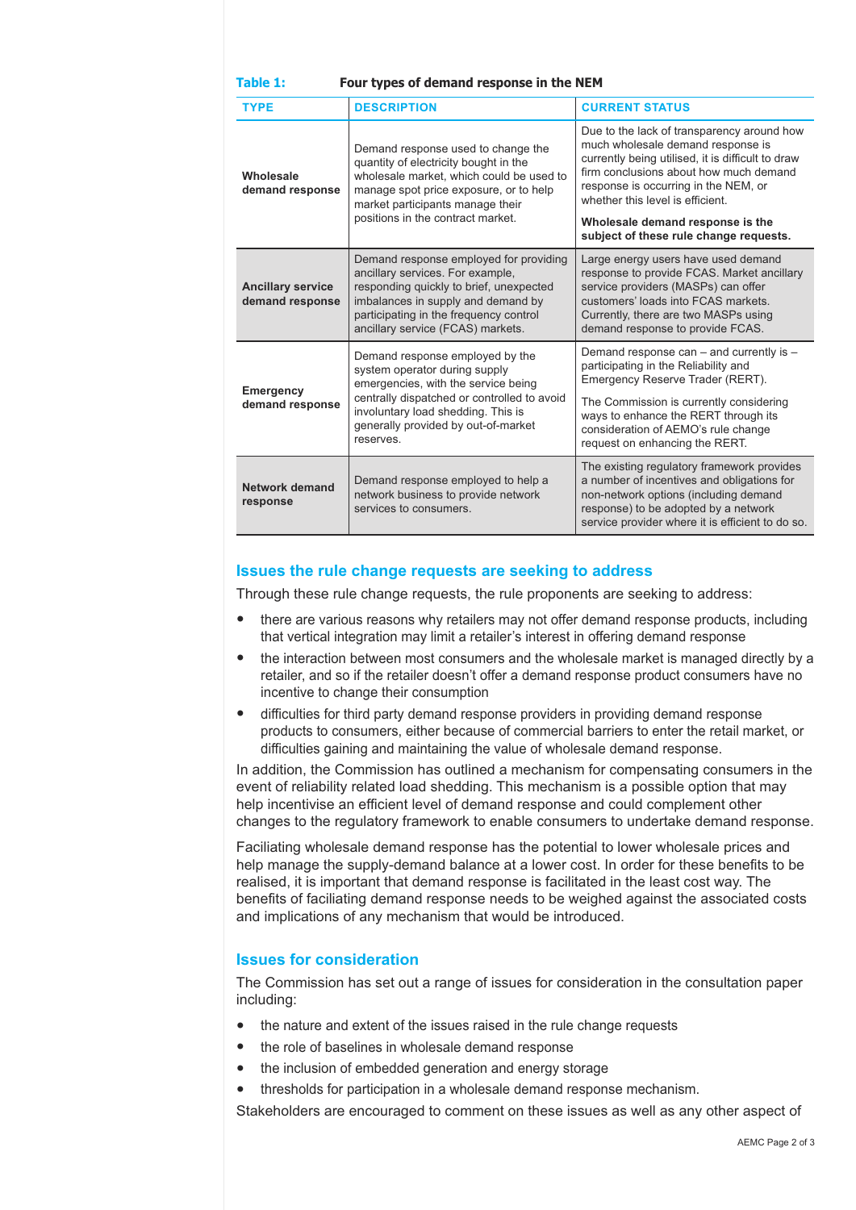**Table 1: Four types of demand response in the NEM**

| TYPE | DESCRIPTION | CURRENT STATUS |
|---|---|---|
| **Wholesale demand response** | Demand response used to change the quantity of electricity bought in the wholesale market, which could be used to manage spot price exposure, or to help market participants manage their positions in the contract market. | Due to the lack of transparency around how much wholesale demand response is currently being utilised, it is difficult to draw firm conclusions about how much demand response is occurring in the NEM, or whether this level is efficient. **Wholesale demand response is the subject of these rule change requests.** |
| **Ancillary service demand response** | Demand response employed for providing ancillary services. For example, responding quickly to brief, unexpected imbalances in supply and demand by participating in the frequency control ancillary service (FCAS) markets. | Large energy users have used demand response to provide FCAS. Market ancillary service providers (MASPs) can offer customers' loads into FCAS markets. Currently, there are two MASPs using demand response to provide FCAS. |
| **Emergency demand response** | Demand response employed by the system operator during supply emergencies, with the service being centrally dispatched or controlled to avoid involuntary load shedding. This is generally provided by out-of-market reserves. | Demand response can – and currently is – participating in the Reliability and Emergency Reserve Trader (RERT). The Commission is currently considering ways to enhance the RERT through its consideration of AEMO's rule change request on enhancing the RERT. |
| **Network demand response** | Demand response employed to help a network business to provide network services to consumers. | The existing regulatory framework provides a number of incentives and obligations for non-network options (including demand response) to be adopted by a network service provider where it is efficient to do so. |

## Issues the rule change requests are seeking to address

Through these rule change requests, the rule proponents are seeking to address:

- there are various reasons why retailers may not offer demand response products, including that vertical integration may limit a retailer's interest in offering demand response
- the interaction between most consumers and the wholesale market is managed directly by a retailer, and so if the retailer doesn't offer a demand response product consumers have no incentive to change their consumption
- difficulties for third party demand response providers in providing demand response products to consumers, either because of commercial barriers to enter the retail market, or difficulties gaining and maintaining the value of wholesale demand response.

In addition, the Commission has outlined a mechanism for compensating consumers in the event of reliability related load shedding. This mechanism is a possible option that may help incentivise an efficient level of demand response and could complement other changes to the regulatory framework to enable consumers to undertake demand response.

Faciliating wholesale demand response has the potential to lower wholesale prices and help manage the supply-demand balance at a lower cost. In order for these benefits to be realised, it is important that demand response is facilitated in the least cost way. The benefits of faciliating demand response needs to be weighed against the associated costs and implications of any mechanism that would be introduced.

## Issues for consideration

The Commission has set out a range of issues for consideration in the consultation paper including:

- the nature and extent of the issues raised in the rule change requests
- the role of baselines in wholesale demand response
- the inclusion of embedded generation and energy storage
- thresholds for participation in a wholesale demand response mechanism.

Stakeholders are encouraged to comment on these issues as well as any other aspect of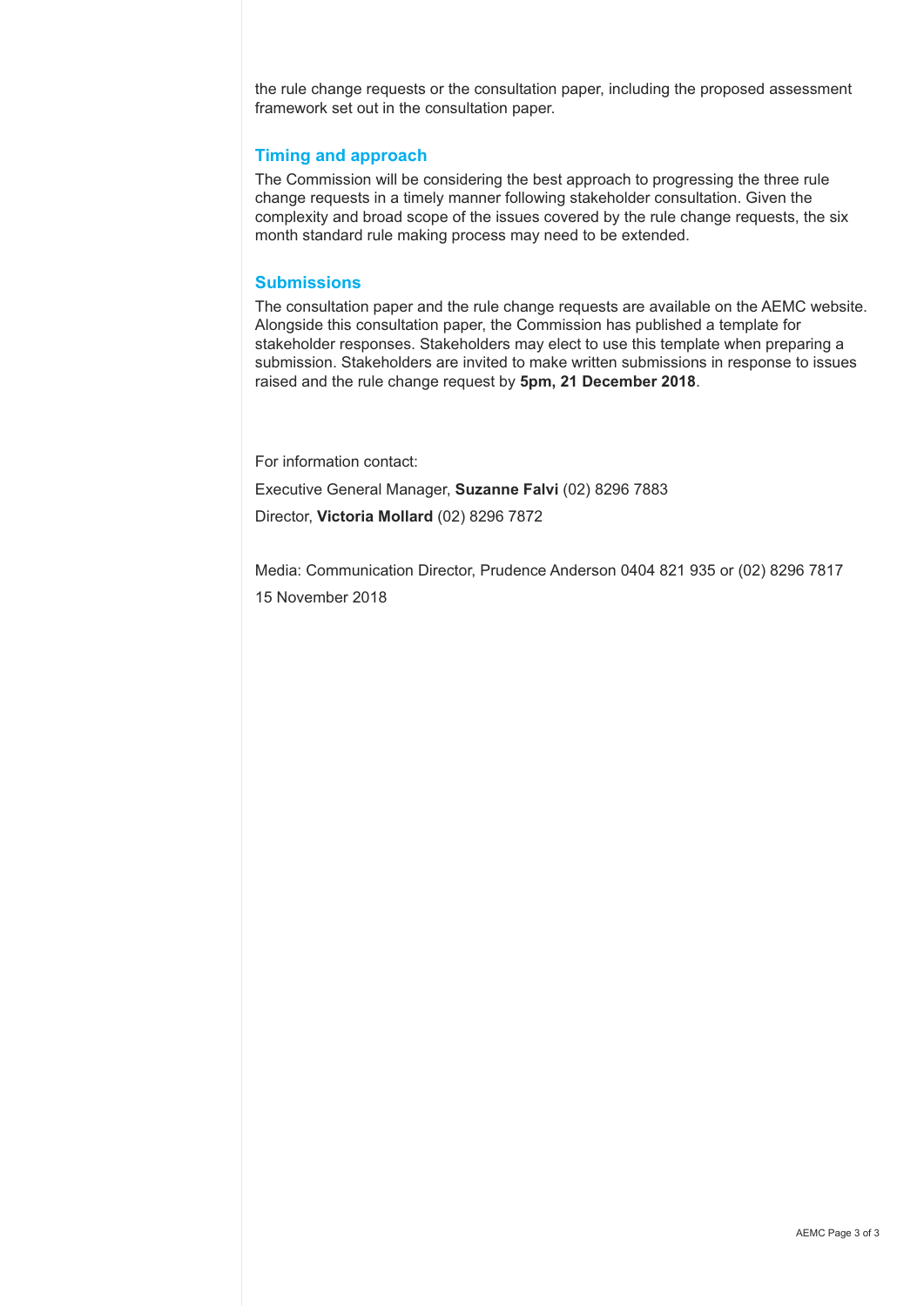the rule change requests or the consultation paper, including the proposed assessment framework set out in the consultation paper.

## Timing and approach

The Commission will be considering the best approach to progressing the three rule change requests in a timely manner following stakeholder consultation. Given the complexity and broad scope of the issues covered by the rule change requests, the six month standard rule making process may need to be extended.

## Submissions

The consultation paper and the rule change requests are available on the AEMC website. Alongside this consultation paper, the Commission has published a template for stakeholder responses. Stakeholders may elect to use this template when preparing a submission. Stakeholders are invited to make written submissions in response to issues raised and the rule change request by **5pm, 21 December 2018**.

For information contact:

Executive General Manager, **Suzanne Falvi** (02) 8296 7883

Director, **Victoria Mollard** (02) 8296 7872

Media: Communication Director, Prudence Anderson 0404 821 935 or (02) 8296 7817

15 November 2018